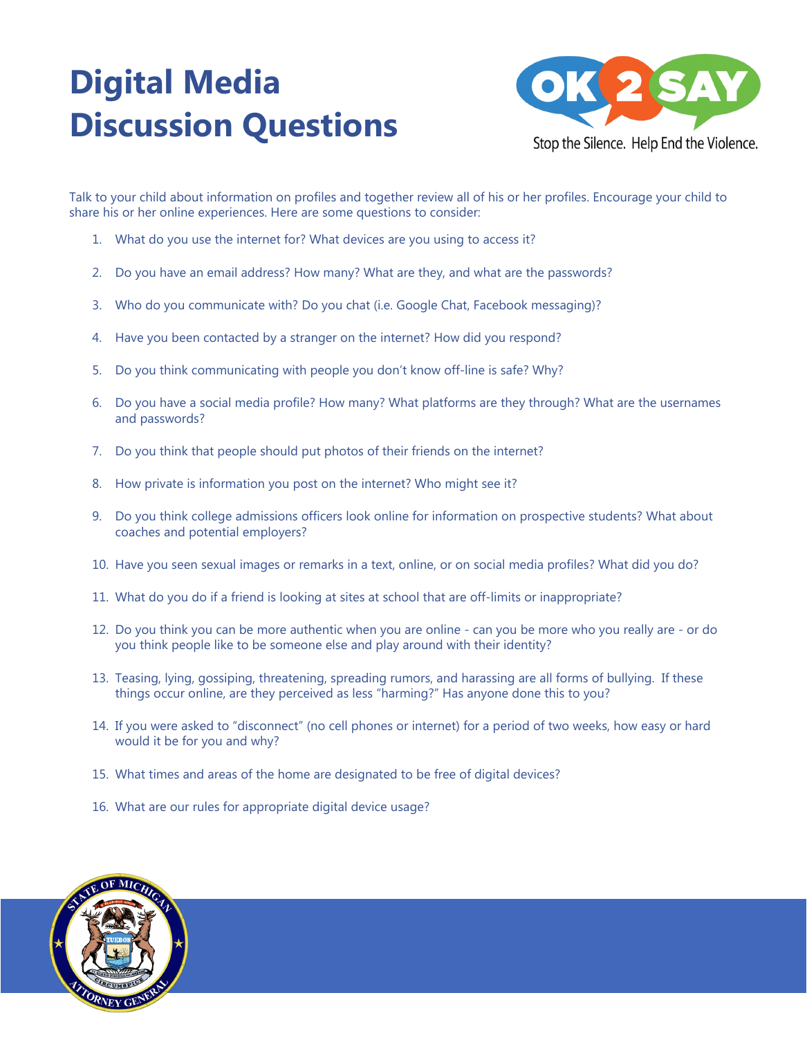# Digital Media Discussion Questions

OK 2 SAY

Stop the Silence. Help End the Violence.

Talk to your child about information on profiles and together review all of his or her profiles. Encourage your child to share his or her online experiences. Here are some questions to consider:

1. What do you use the internet for? What devices are you using to access it?
2. Do you have an email address? How many? What are they, and what are the passwords?
3. Who do you communicate with? Do you chat (i.e. Google Chat, Facebook messaging)?
4. Have you been contacted by a stranger on the internet? How did you respond?
5. Do you think communicating with people you don't know off-line is safe? Why?
6. Do you have a social media profile? How many? What platforms are they through? What are the usernames and passwords?
7. Do you think that people should put photos of their friends on the internet?
8. How private is information you post on the internet? Who might see it?
9. Do you think college admissions officers look online for information on prospective students? What about coaches and potential employers?
10. Have you seen sexual images or remarks in a text, online, or on social media profiles? What did you do?
11. What do you do if a friend is looking at sites at school that are off-limits or inappropriate?
12. Do you think you can be more authentic when you are online - can you be more who you really are - or do you think people like to be someone else and play around with their identity?
13. Teasing, lying, gossiping, threatening, spreading rumors, and harassing are all forms of bullying. If these things occur online, are they perceived as less "harming?" Has anyone done this to you?
14. If you were asked to "disconnect" (no cell phones or internet) for a period of two weeks, how easy or hard would it be for you and why?
15. What times and areas of the home are designated to be free of digital devices?
16. What are our rules for appropriate digital device usage?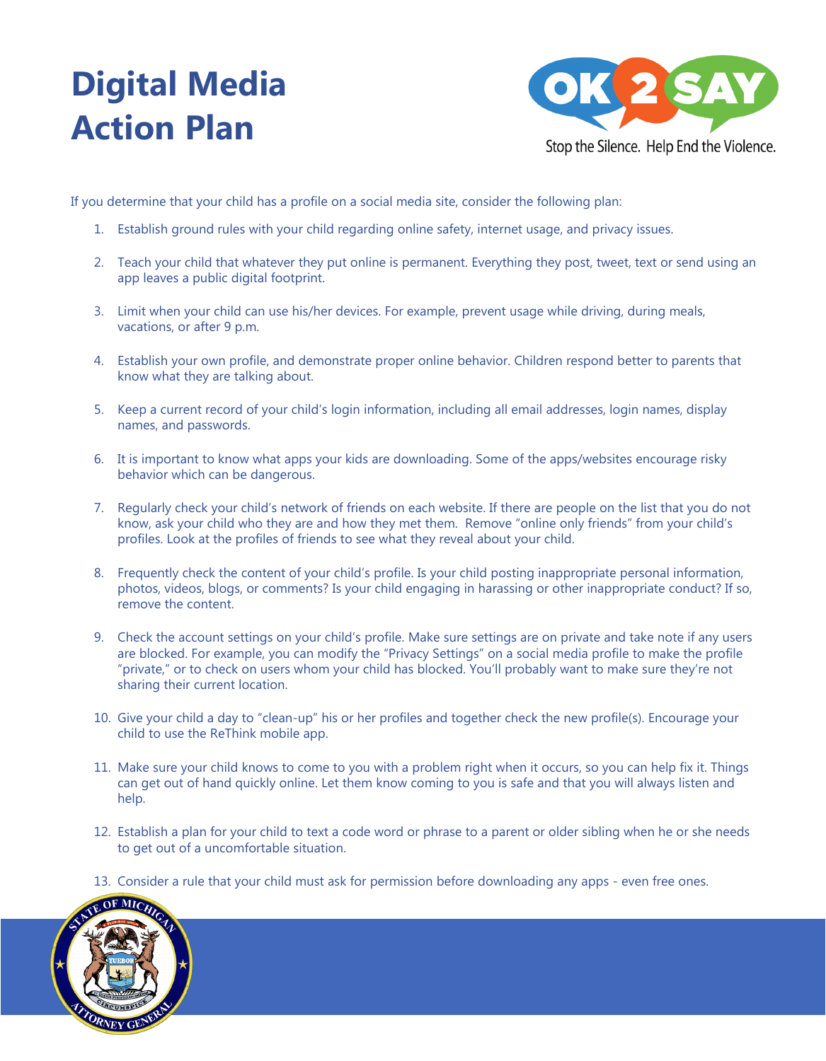# Digital Media Action Plan

OK 2 SAY

Stop the Silence. Help End the Violence.

If you determine that your child has a profile on a social media site, consider the following plan:

1. Establish ground rules with your child regarding online safety, internet usage, and privacy issues.
2. Teach your child that whatever they put online is permanent. Everything they post, tweet, text or send using an app leaves a public digital footprint.
3. Limit when your child can use his/her devices. For example, prevent usage while driving, during meals, vacations, or after 9 p.m.
4. Establish your own profile, and demonstrate proper online behavior. Children respond better to parents that know what they are talking about.
5. Keep a current record of your child's login information, including all email addresses, login names, display names, and passwords.
6. It is important to know what apps your kids are downloading. Some of the apps/websites encourage risky behavior which can be dangerous.
7. Regularly check your child's network of friends on each website. If there are people on the list that you do not know, ask your child who they are and how they met them. Remove "online only friends" from your child's profiles. Look at the profiles of friends to see what they reveal about your child.
8. Frequently check the content of your child's profile. Is your child posting inappropriate personal information, photos, videos, blogs, or comments? Is your child engaging in harassing or other inappropriate conduct? If so, remove the content.
9. Check the account settings on your child's profile. Make sure settings are on private and take note if any users are blocked. For example, you can modify the "Privacy Settings" on a social media profile to make the profile "private," or to check on users whom your child has blocked. You'll probably want to make sure they're not sharing their current location.
10. Give your child a day to "clean-up" his or her profiles and together check the new profile(s). Encourage your child to use the ReThink mobile app.
11. Make sure your child knows to come to you with a problem right when it occurs, so you can help fix it. Things can get out of hand quickly online. Let them know coming to you is safe and that you will always listen and help.
12. Establish a plan for your child to text a code word or phrase to a parent or older sibling when he or she needs to get out of a uncomfortable situation.
13. Consider a rule that your child must ask for permission before downloading any apps - even free ones.